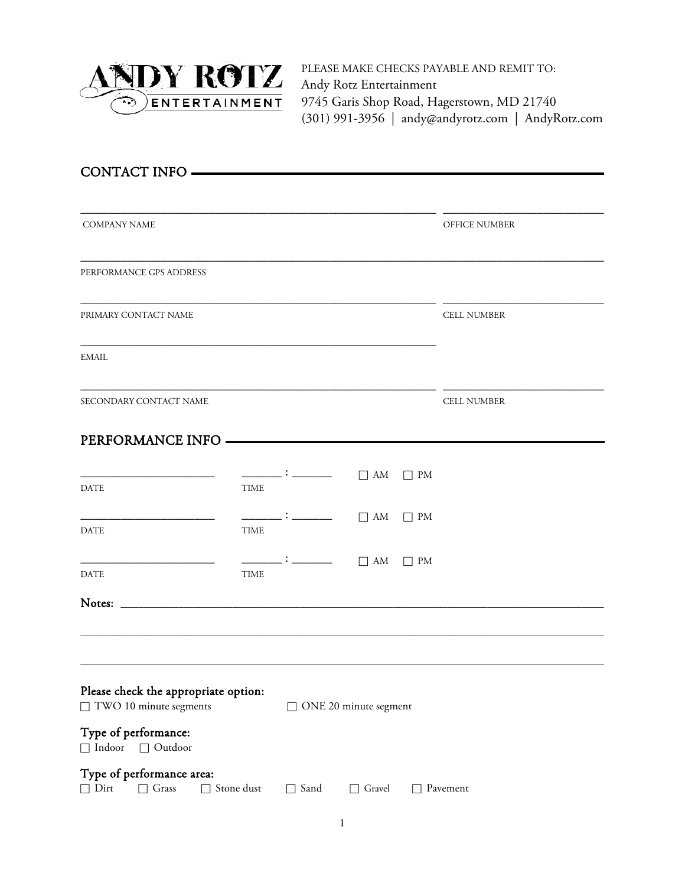ANDY ROTZ ENTERTAINMENT

PLEASE MAKE CHECKS PAYABLE AND REMIT TO:
Andy Rotz Entertainment
9745 Garis Shop Road, Hagerstown, MD 21740
(301) 991-3956 | andy@andyrotz.com | AndyRotz.com

## CONTACT INFO

_______________________________________________ _____________________

COMPANY NAME OFFICE NUMBER

_____________________________________________________________________

PERFORMANCE GPS ADDRESS

_______________________________________________ _____________________

PRIMARY CONTACT NAME CELL NUMBER

_______________________________________________

EMAIL

_______________________________________________ _____________________

SECONDARY CONTACT NAME CELL NUMBER

## PERFORMANCE INFO

_________________ _____ : _____ ☐ AM ☐ PM

DATE TIME

_________________ _____ : _____ ☐ AM ☐ PM

DATE TIME

_________________ _____ : _____ ☐ AM ☐ PM

DATE TIME

Notes: _______________________________________________________________

_____________________________________________________________________

_____________________________________________________________________

**Please check the appropriate option:**
☐ TWO 10 minute segments ☐ ONE 20 minute segment

**Type of performance:**
☐ Indoor ☐ Outdoor

**Type of performance area:**
☐ Dirt ☐ Grass ☐ Stone dust ☐ Sand ☐ Gravel ☐ Pavement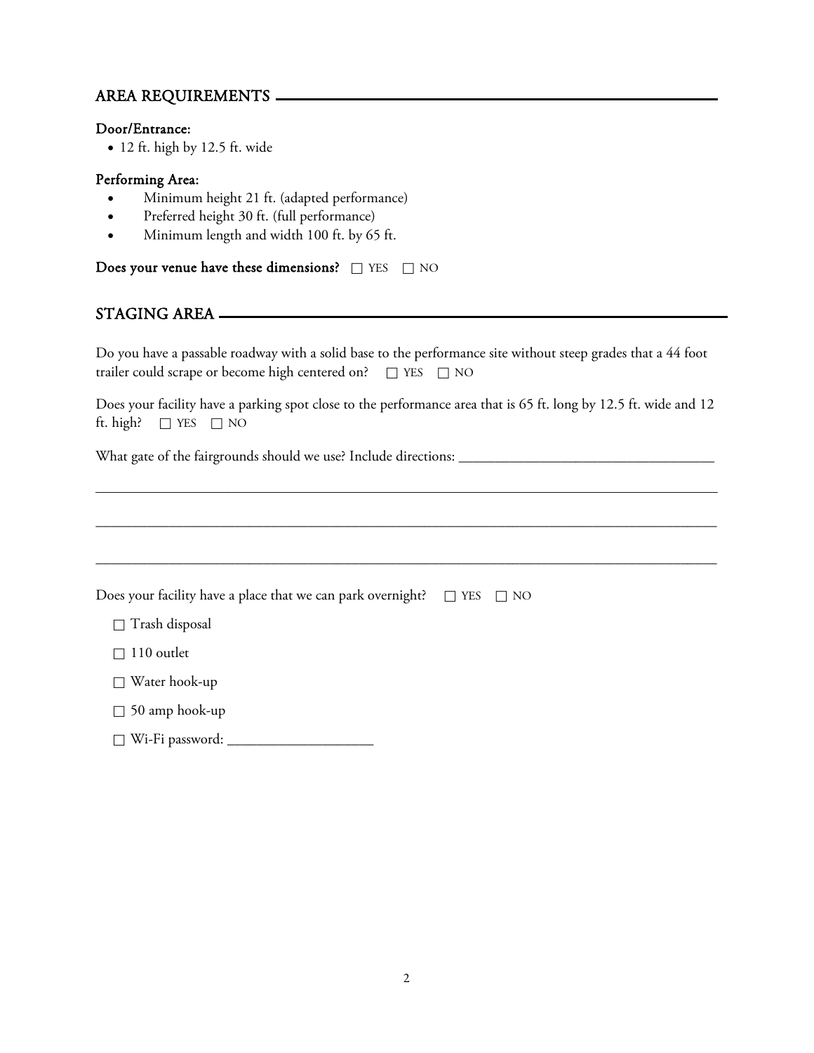## AREA REQUIREMENTS

**Door/Entrance:**

- 12 ft. high by 12.5 ft. wide

**Performing Area:**

- Minimum height 21 ft. (adapted performance)
- Preferred height 30 ft. (full performance)
- Minimum length and width 100 ft. by 65 ft.

**Does your venue have these dimensions?** ☐ YES ☐ NO

## STAGING AREA

Do you have a passable roadway with a solid base to the performance site without steep grades that a 44 foot trailer could scrape or become high centered on? ☐ YES ☐ NO

Does your facility have a parking spot close to the performance area that is 65 ft. long by 12.5 ft. wide and 12 ft. high? ☐ YES ☐ NO

What gate of the fairgrounds should we use? Include directions: ___________________________________

_____________________________________________________________________________________

_____________________________________________________________________________________

_____________________________________________________________________________________

Does your facility have a place that we can park overnight? ☐ YES ☐ NO

☐ Trash disposal

☐ 110 outlet

☐ Water hook-up

☐ 50 amp hook-up

☐ Wi-Fi password: ____________________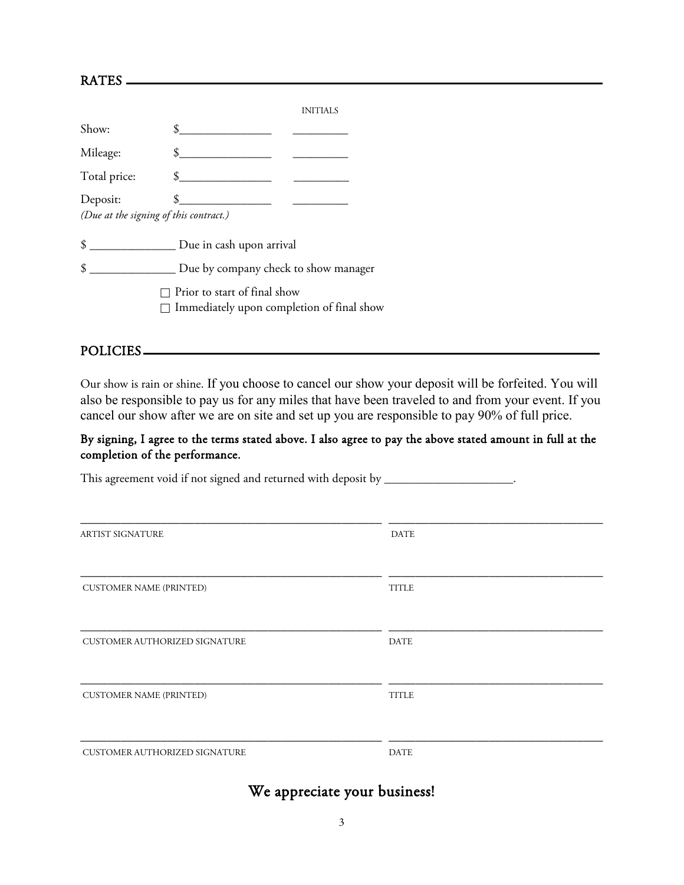## RATES

| | | INITIALS |
|---|---|---|
| Show: | $_______________ | _________ |
| Mileage: | $_______________ | _________ |
| Total price: | $_______________ | _________ |
| Deposit: | $_______________ | _________ |

*(Due at the signing of this contract.)*

$ ______________ Due in cash upon arrival

$ ______________ Due by company check to show manager

☐ Prior to start of final show
☐ Immediately upon completion of final show

## POLICIES

Our show is rain or shine. If you choose to cancel our show your deposit will be forfeited. You will also be responsible to pay us for any miles that have been traveled to and from your event. If you cancel our show after we are on site and set up you are responsible to pay 90% of full price.

**By signing, I agree to the terms stated above. I also agree to pay the above stated amount in full at the completion of the performance.**

This agreement void if not signed and returned with deposit by ____________________.

| | |
|---|---|
| ARTIST SIGNATURE | DATE |
| CUSTOMER NAME (PRINTED) | TITLE |
| CUSTOMER AUTHORIZED SIGNATURE | DATE |
| CUSTOMER NAME (PRINTED) | TITLE |
| CUSTOMER AUTHORIZED SIGNATURE | DATE |

## We appreciate your business!